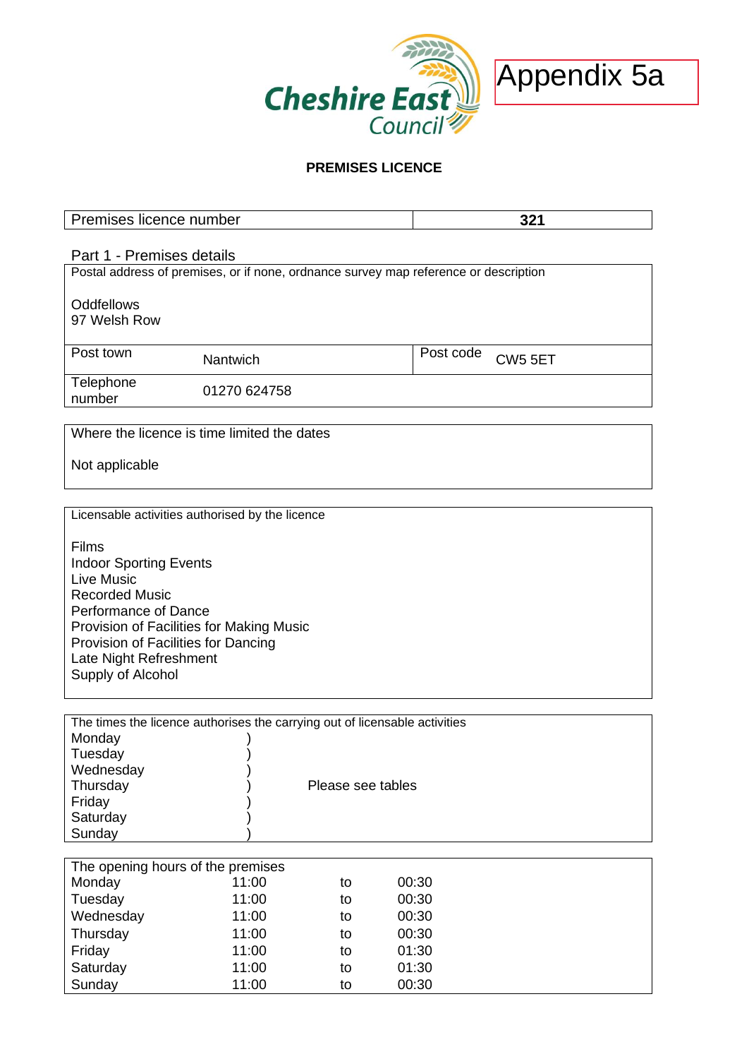Cheshire East Council

Appendix 5a

# PREMISES LICENCE

| Premises licence number | 321 |
|---|---|

## Part 1 - Premises details

| Postal address of premises, or if none, ordnance survey map reference or description | | | |
|---|---|---|---|
| Oddfellows<br>97 Welsh Row | | | |
| Post town | Nantwich | Post code | CW5 5ET |
| Telephone number | 01270 624758 | | |

| Where the licence is time limited the dates |
|---|
| Not applicable |

| Licensable activities authorised by the licence |
|---|
| Films<br>Indoor Sporting Events<br>Live Music<br>Recorded Music<br>Performance of Dance<br>Provision of Facilities for Making Music<br>Provision of Facilities for Dancing<br>Late Night Refreshment<br>Supply of Alcohol |

| The times the licence authorises the carrying out of licensable activities | |
|---|---|
| Monday | Please see tables |
| Tuesday | |
| Wednesday | |
| Thursday | |
| Friday | |
| Saturday | |
| Sunday | |

| The opening hours of the premises | | | |
|---|---|---|---|
| Monday | 11:00 | to | 00:30 |
| Tuesday | 11:00 | to | 00:30 |
| Wednesday | 11:00 | to | 00:30 |
| Thursday | 11:00 | to | 00:30 |
| Friday | 11:00 | to | 01:30 |
| Saturday | 11:00 | to | 01:30 |
| Sunday | 11:00 | to | 00:30 |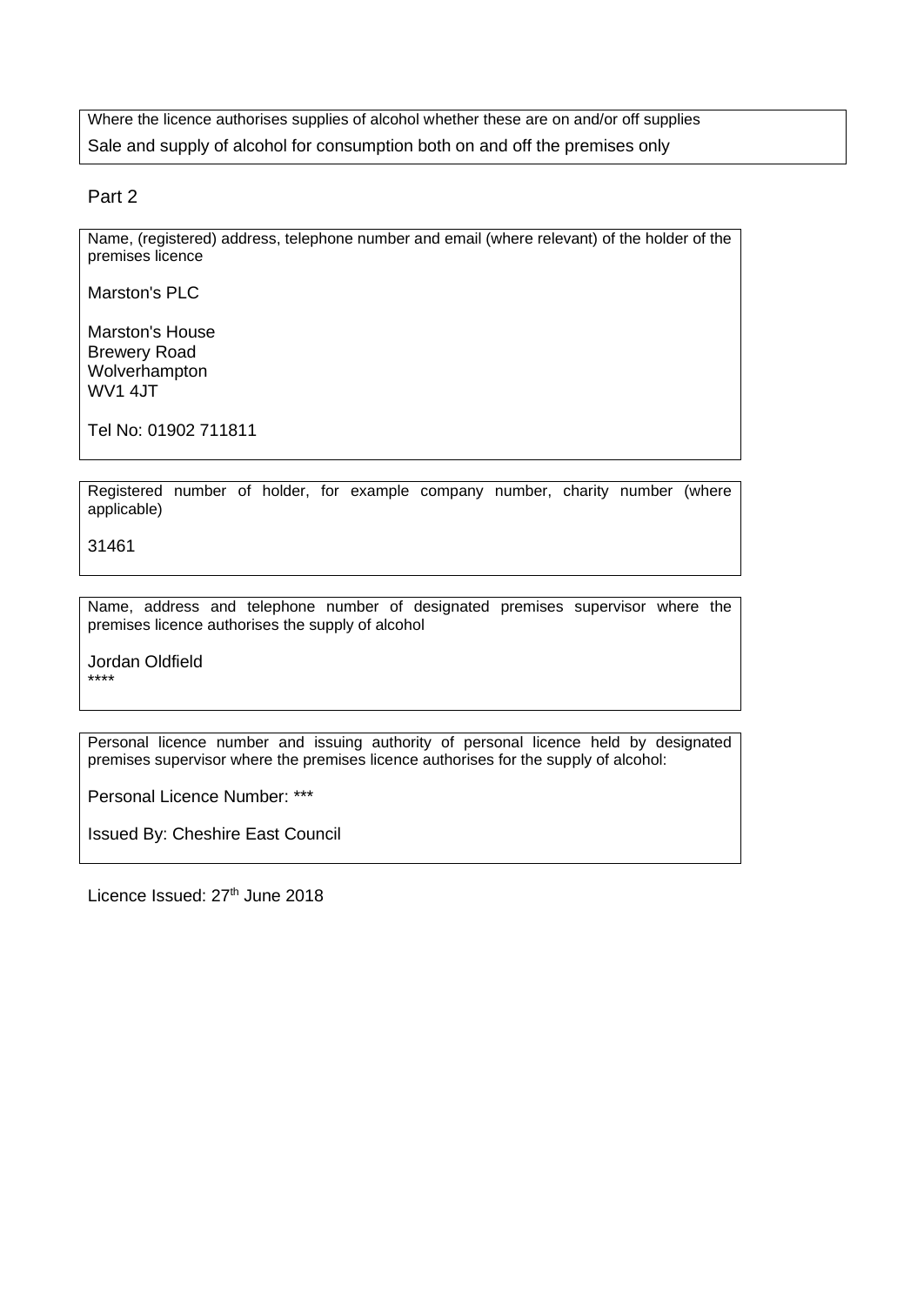Where the licence authorises supplies of alcohol whether these are on and/or off supplies

Sale and supply of alcohol for consumption both on and off the premises only

## Part 2

Name, (registered) address, telephone number and email (where relevant) of the holder of the premises licence

Marston's PLC

Marston's House
Brewery Road
Wolverhampton
WV1 4JT

Tel No: 01902 711811

Registered number of holder, for example company number, charity number (where applicable)

31461

Name, address and telephone number of designated premises supervisor where the premises licence authorises the supply of alcohol

Jordan Oldfield
****

Personal licence number and issuing authority of personal licence held by designated premises supervisor where the premises licence authorises for the supply of alcohol:

Personal Licence Number: ***

Issued By: Cheshire East Council

Licence Issued: 27th June 2018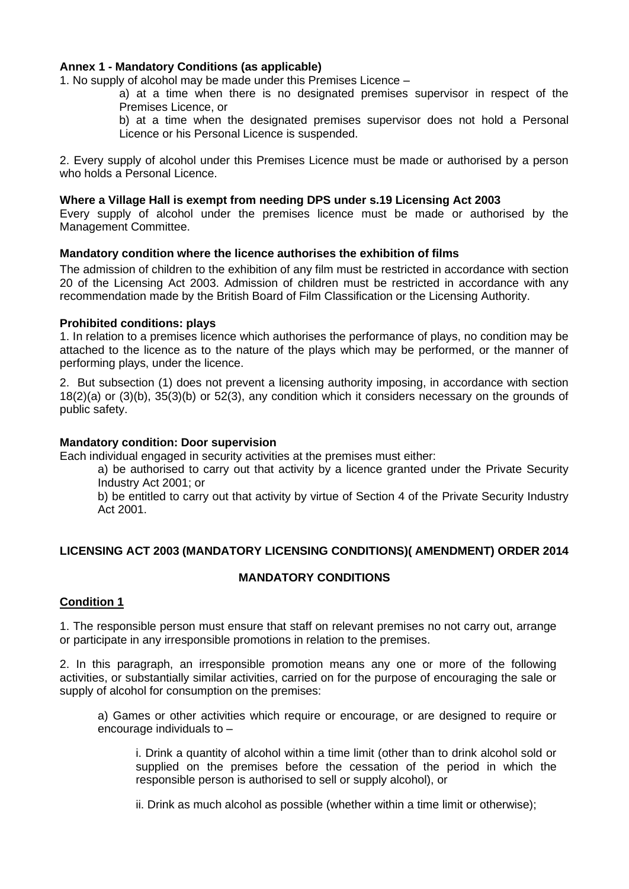**Annex 1 - Mandatory Conditions (as applicable)**

1. No supply of alcohol may be made under this Premises Licence –

   a) at a time when there is no designated premises supervisor in respect of the Premises Licence, or

   b) at a time when the designated premises supervisor does not hold a Personal Licence or his Personal Licence is suspended.

2. Every supply of alcohol under this Premises Licence must be made or authorised by a person who holds a Personal Licence.

**Where a Village Hall is exempt from needing DPS under s.19 Licensing Act 2003**

Every supply of alcohol under the premises licence must be made or authorised by the Management Committee.

**Mandatory condition where the licence authorises the exhibition of films**

The admission of children to the exhibition of any film must be restricted in accordance with section 20 of the Licensing Act 2003. Admission of children must be restricted in accordance with any recommendation made by the British Board of Film Classification or the Licensing Authority.

**Prohibited conditions: plays**

1. In relation to a premises licence which authorises the performance of plays, no condition may be attached to the licence as to the nature of the plays which may be performed, or the manner of performing plays, under the licence.

2. But subsection (1) does not prevent a licensing authority imposing, in accordance with section 18(2)(a) or (3)(b), 35(3)(b) or 52(3), any condition which it considers necessary on the grounds of public safety.

**Mandatory condition: Door supervision**

Each individual engaged in security activities at the premises must either:

a) be authorised to carry out that activity by a licence granted under the Private Security Industry Act 2001; or

b) be entitled to carry out that activity by virtue of Section 4 of the Private Security Industry Act 2001.

**LICENSING ACT 2003 (MANDATORY LICENSING CONDITIONS)( AMENDMENT) ORDER 2014**

**MANDATORY CONDITIONS**

**Condition 1**

1. The responsible person must ensure that staff on relevant premises no not carry out, arrange or participate in any irresponsible promotions in relation to the premises.

2. In this paragraph, an irresponsible promotion means any one or more of the following activities, or substantially similar activities, carried on for the purpose of encouraging the sale or supply of alcohol for consumption on the premises:

   a) Games or other activities which require or encourage, or are designed to require or encourage individuals to –

      i. Drink a quantity of alcohol within a time limit (other than to drink alcohol sold or supplied on the premises before the cessation of the period in which the responsible person is authorised to sell or supply alcohol), or

      ii. Drink as much alcohol as possible (whether within a time limit or otherwise);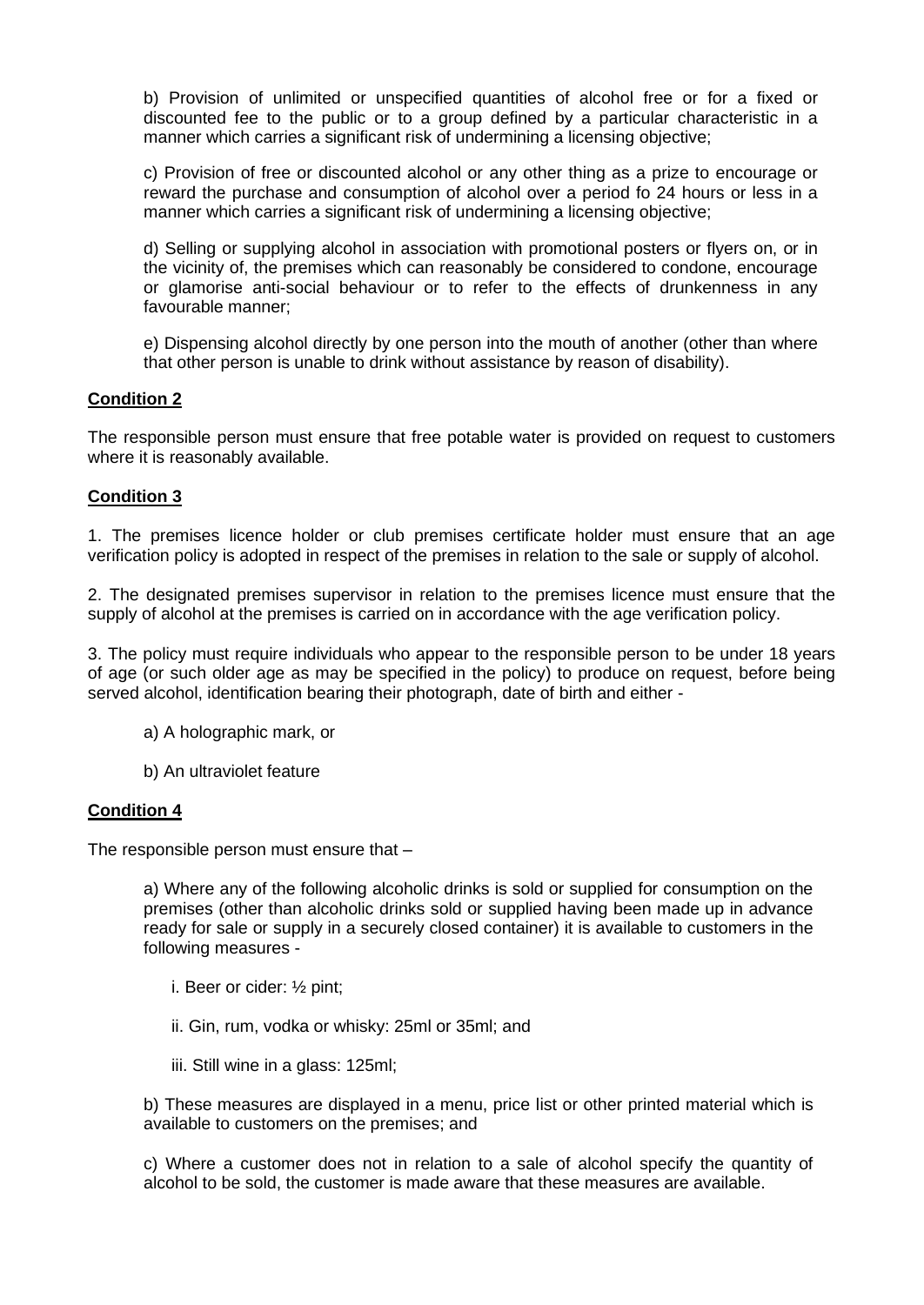b) Provision of unlimited or unspecified quantities of alcohol free or for a fixed or discounted fee to the public or to a group defined by a particular characteristic in a manner which carries a significant risk of undermining a licensing objective;

c) Provision of free or discounted alcohol or any other thing as a prize to encourage or reward the purchase and consumption of alcohol over a period fo 24 hours or less in a manner which carries a significant risk of undermining a licensing objective;

d) Selling or supplying alcohol in association with promotional posters or flyers on, or in the vicinity of, the premises which can reasonably be considered to condone, encourage or glamorise anti-social behaviour or to refer to the effects of drunkenness in any favourable manner;

e) Dispensing alcohol directly by one person into the mouth of another (other than where that other person is unable to drink without assistance by reason of disability).

**Condition 2**

The responsible person must ensure that free potable water is provided on request to customers where it is reasonably available.

**Condition 3**

1. The premises licence holder or club premises certificate holder must ensure that an age verification policy is adopted in respect of the premises in relation to the sale or supply of alcohol.

2. The designated premises supervisor in relation to the premises licence must ensure that the supply of alcohol at the premises is carried on in accordance with the age verification policy.

3. The policy must require individuals who appear to the responsible person to be under 18 years of age (or such older age as may be specified in the policy) to produce on request, before being served alcohol, identification bearing their photograph, date of birth and either -

a) A holographic mark, or

b) An ultraviolet feature

**Condition 4**

The responsible person must ensure that –

a) Where any of the following alcoholic drinks is sold or supplied for consumption on the premises (other than alcoholic drinks sold or supplied having been made up in advance ready for sale or supply in a securely closed container) it is available to customers in the following measures -

i. Beer or cider: ½ pint;

ii. Gin, rum, vodka or whisky: 25ml or 35ml; and

iii. Still wine in a glass: 125ml;

b) These measures are displayed in a menu, price list or other printed material which is available to customers on the premises; and

c) Where a customer does not in relation to a sale of alcohol specify the quantity of alcohol to be sold, the customer is made aware that these measures are available.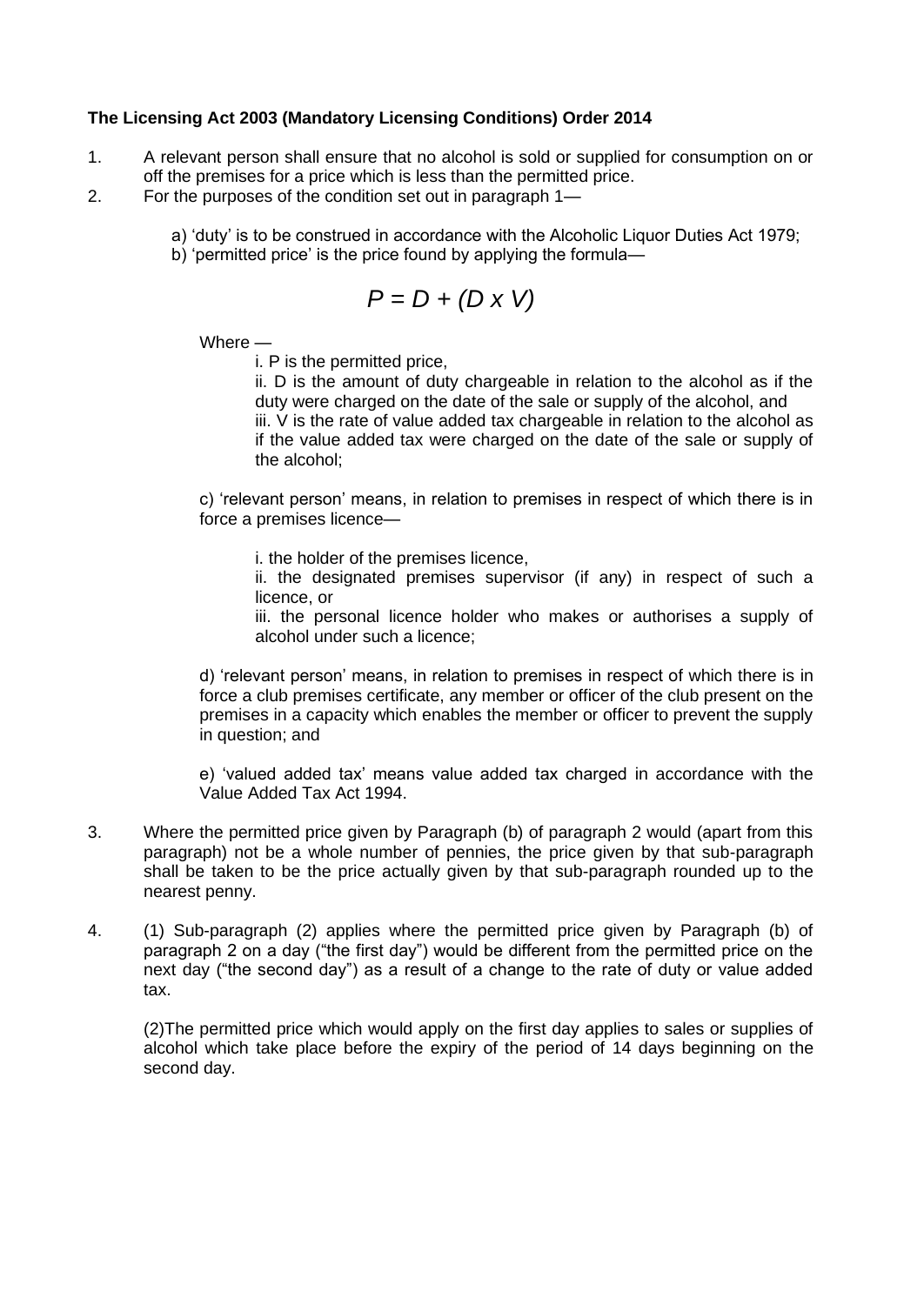**The Licensing Act 2003 (Mandatory Licensing Conditions) Order 2014**

1. A relevant person shall ensure that no alcohol is sold or supplied for consumption on or off the premises for a price which is less than the permitted price.
2. For the purposes of the condition set out in paragraph 1—

   a) 'duty' is to be construed in accordance with the Alcoholic Liquor Duties Act 1979;
   b) 'permitted price' is the price found by applying the formula—

   $$P = D + (D \times V)$$

   Where —

   i. P is the permitted price,
   ii. D is the amount of duty chargeable in relation to the alcohol as if the duty were charged on the date of the sale or supply of the alcohol, and
   iii. V is the rate of value added tax chargeable in relation to the alcohol as if the value added tax were charged on the date of the sale or supply of the alcohol;

   c) 'relevant person' means, in relation to premises in respect of which there is in force a premises licence—

   i. the holder of the premises licence,
   ii. the designated premises supervisor (if any) in respect of such a licence, or
   iii. the personal licence holder who makes or authorises a supply of alcohol under such a licence;

   d) 'relevant person' means, in relation to premises in respect of which there is in force a club premises certificate, any member or officer of the club present on the premises in a capacity which enables the member or officer to prevent the supply in question; and

   e) 'valued added tax' means value added tax charged in accordance with the Value Added Tax Act 1994.

3. Where the permitted price given by Paragraph (b) of paragraph 2 would (apart from this paragraph) not be a whole number of pennies, the price given by that sub-paragraph shall be taken to be the price actually given by that sub-paragraph rounded up to the nearest penny.

4. (1) Sub-paragraph (2) applies where the permitted price given by Paragraph (b) of paragraph 2 on a day ("the first day") would be different from the permitted price on the next day ("the second day") as a result of a change to the rate of duty or value added tax.

   (2)The permitted price which would apply on the first day applies to sales or supplies of alcohol which take place before the expiry of the period of 14 days beginning on the second day.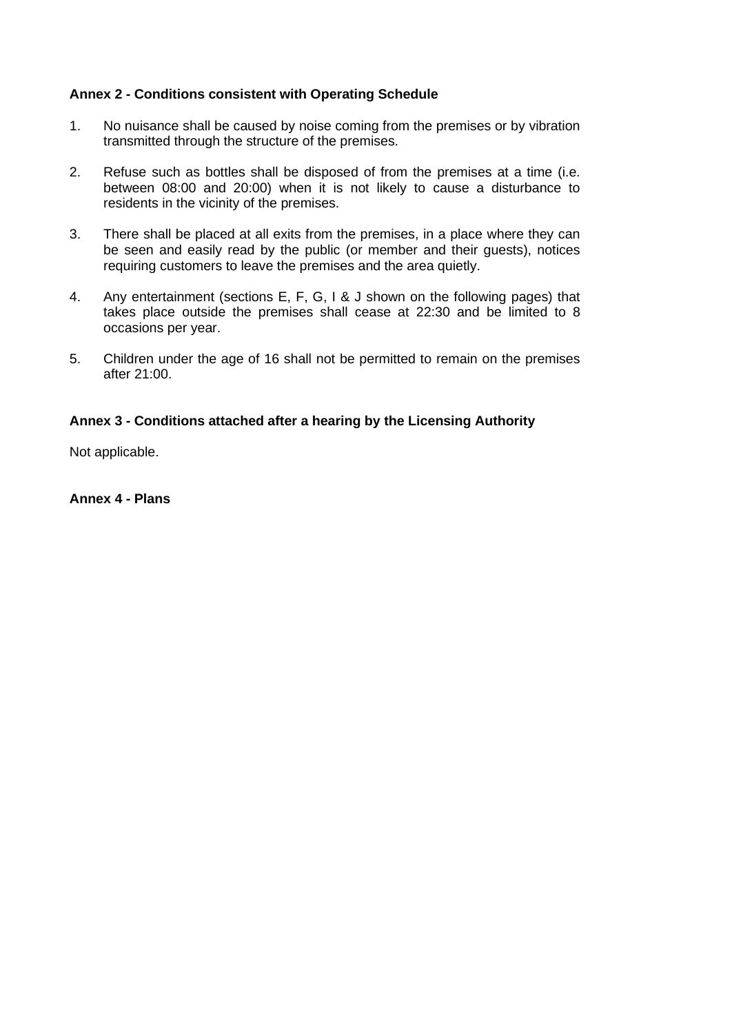**Annex 2 - Conditions consistent with Operating Schedule**

1. No nuisance shall be caused by noise coming from the premises or by vibration transmitted through the structure of the premises.

2. Refuse such as bottles shall be disposed of from the premises at a time (i.e. between 08:00 and 20:00) when it is not likely to cause a disturbance to residents in the vicinity of the premises.

3. There shall be placed at all exits from the premises, in a place where they can be seen and easily read by the public (or member and their guests), notices requiring customers to leave the premises and the area quietly.

4. Any entertainment (sections E, F, G, I & J shown on the following pages) that takes place outside the premises shall cease at 22:30 and be limited to 8 occasions per year.

5. Children under the age of 16 shall not be permitted to remain on the premises after 21:00.

**Annex 3 - Conditions attached after a hearing by the Licensing Authority**

Not applicable.

**Annex 4 - Plans**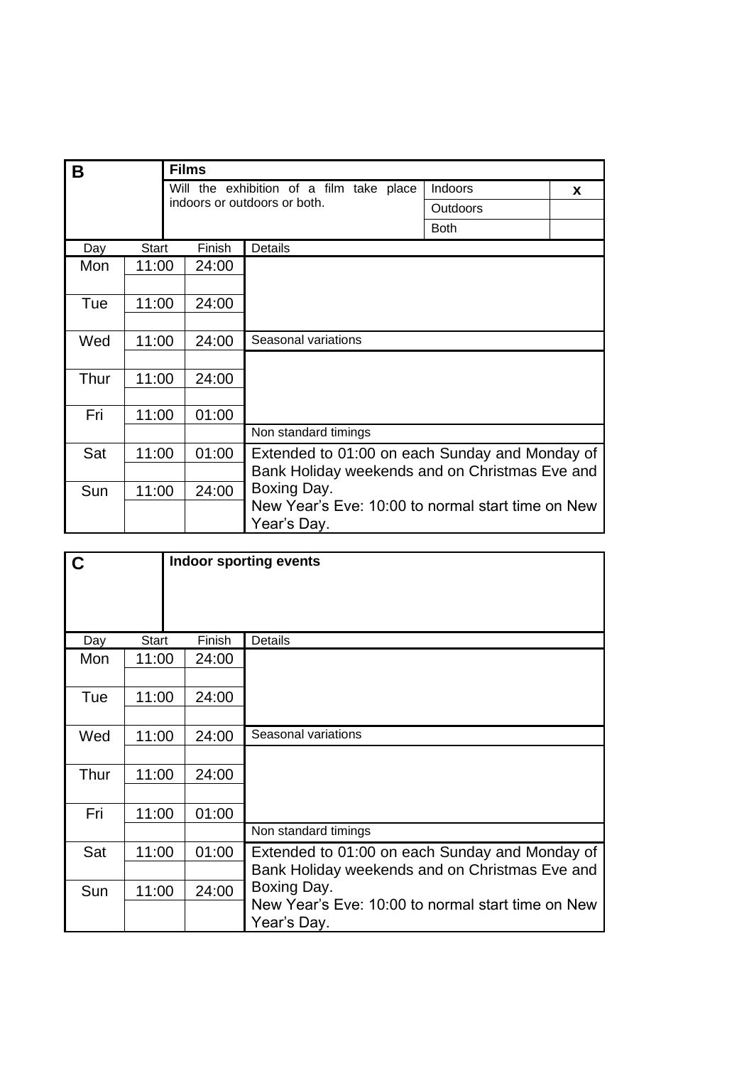**B** — **Films**

Will the exhibition of a film take place indoors or outdoors or both.

| | |
|---|---|
| Indoors | x |
| Outdoors | |
| Both | |

| Day | Start | Finish |
|---|---|---|
| Mon | 11:00 | 24:00 |
| Tue | 11:00 | 24:00 |
| Wed | 11:00 | 24:00 |
| Thur | 11:00 | 24:00 |
| Fri | 11:00 | 01:00 |
| Sat | 11:00 | 01:00 |
| Sun | 11:00 | 24:00 |

**Details**

Seasonal variations

Non standard timings

Extended to 01:00 on each Sunday and Monday of Bank Holiday weekends and on Christmas Eve and Boxing Day.
New Year's Eve: 10:00 to normal start time on New Year's Day.

**C** — **Indoor sporting events**

| Day | Start | Finish |
|---|---|---|
| Mon | 11:00 | 24:00 |
| Tue | 11:00 | 24:00 |
| Wed | 11:00 | 24:00 |
| Thur | 11:00 | 24:00 |
| Fri | 11:00 | 01:00 |
| Sat | 11:00 | 01:00 |
| Sun | 11:00 | 24:00 |

**Details**

Seasonal variations

Non standard timings

Extended to 01:00 on each Sunday and Monday of Bank Holiday weekends and on Christmas Eve and Boxing Day.
New Year's Eve: 10:00 to normal start time on New Year's Day.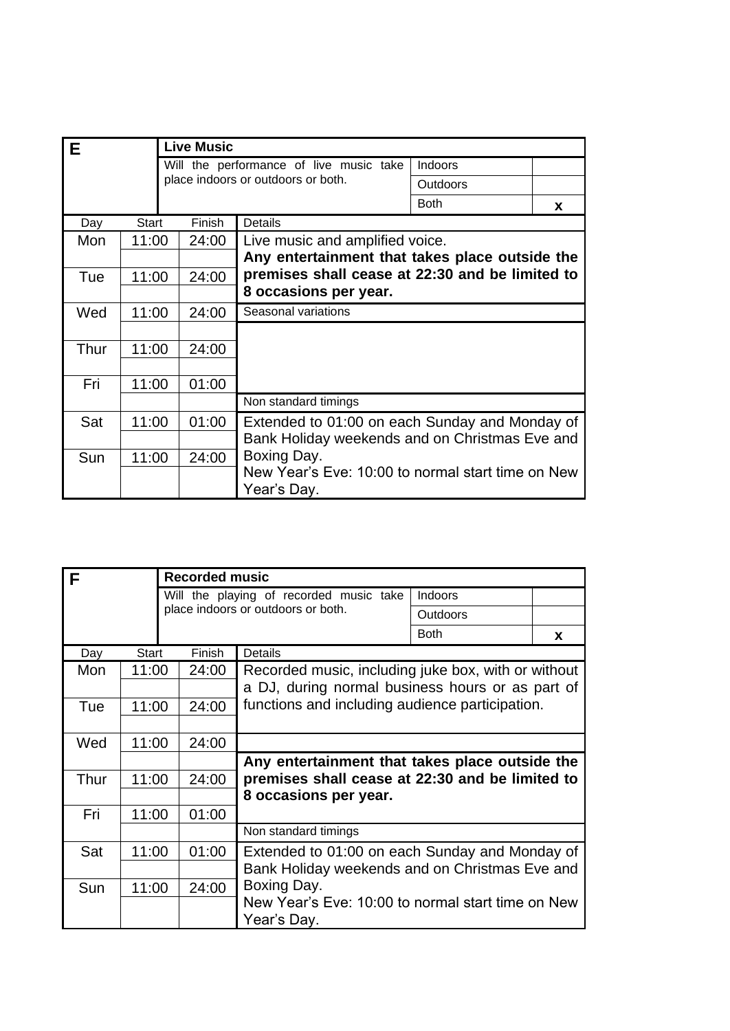| E | | Live Music | | | |
|---|---|---|---|---|---|
| | | Will the performance of live music take place indoors or outdoors or both. | | Indoors | |
| | | | | Outdoors | |
| | | | | Both | **x** |
| Day | Start | Finish | Details | | |
| Mon | 11:00 | 24:00 | Live music and amplified voice. **Any entertainment that takes place outside the premises shall cease at 22:30 and be limited to 8 occasions per year.** | | |
| Tue | 11:00 | 24:00 | | | |
| Wed | 11:00 | 24:00 | Seasonal variations | | |
| Thur | 11:00 | 24:00 | | | |
| Fri | 11:00 | 01:00 | | | |
| | | | Non standard timings | | |
| Sat | 11:00 | 01:00 | Extended to 01:00 on each Sunday and Monday of Bank Holiday weekends and on Christmas Eve and Boxing Day. New Year's Eve: 10:00 to normal start time on New Year's Day. | | |
| Sun | 11:00 | 24:00 | | | |

| F | | Recorded music | | | |
|---|---|---|---|---|---|
| | | Will the playing of recorded music take place indoors or outdoors or both. | | Indoors | |
| | | | | Outdoors | |
| | | | | Both | **x** |
| Day | Start | Finish | Details | | |
| Mon | 11:00 | 24:00 | Recorded music, including juke box, with or without a DJ, during normal business hours or as part of functions and including audience participation. | | |
| Tue | 11:00 | 24:00 | | | |
| Wed | 11:00 | 24:00 | | | |
| Thur | 11:00 | 24:00 | **Any entertainment that takes place outside the premises shall cease at 22:30 and be limited to 8 occasions per year.** | | |
| Fri | 11:00 | 01:00 | | | |
| | | | Non standard timings | | |
| Sat | 11:00 | 01:00 | Extended to 01:00 on each Sunday and Monday of Bank Holiday weekends and on Christmas Eve and Boxing Day. New Year's Eve: 10:00 to normal start time on New Year's Day. | | |
| Sun | 11:00 | 24:00 | | | |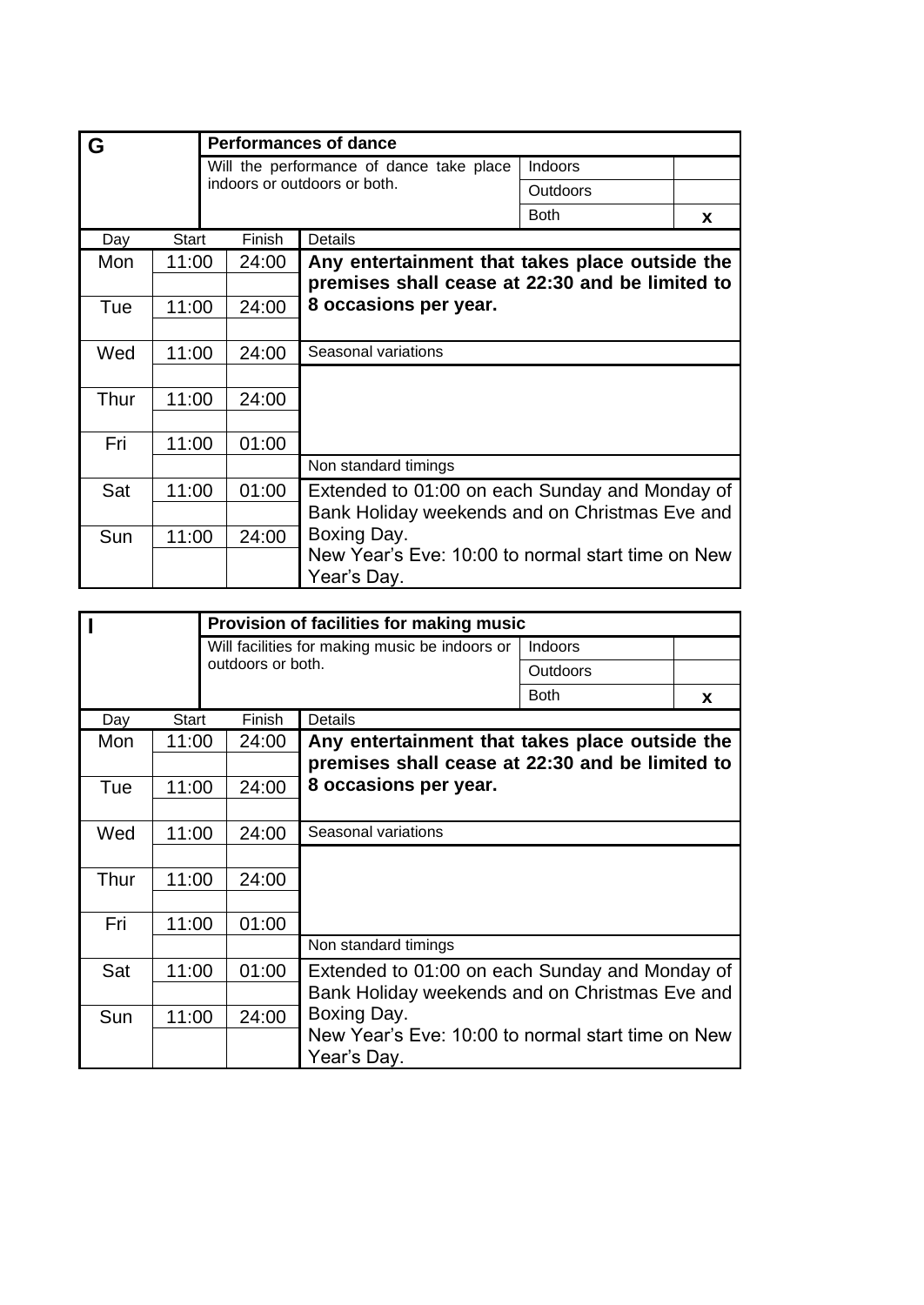| G | | Performances of dance | | |
|---|---|---|---|---|
| | | Will the performance of dance take place indoors or outdoors or both. | Indoors | |
| | | | Outdoors | |
| | | | Both | x |

| Day | Start | Finish | Details |
|---|---|---|---|
| Mon | 11:00 | 24:00 | **Any entertainment that takes place outside the premises shall cease at 22:30 and be limited to 8 occasions per year.** |
| Tue | 11:00 | 24:00 | |
| Wed | 11:00 | 24:00 | Seasonal variations |
| Thur | 11:00 | 24:00 | |
| Fri | 11:00 | 01:00 | Non standard timings |
| Sat | 11:00 | 01:00 | Extended to 01:00 on each Sunday and Monday of Bank Holiday weekends and on Christmas Eve and Boxing Day. New Year's Eve: 10:00 to normal start time on New Year's Day. |
| Sun | 11:00 | 24:00 | |

| I | | Provision of facilities for making music | | |
|---|---|---|---|---|
| | | Will facilities for making music be indoors or outdoors or both. | Indoors | |
| | | | Outdoors | |
| | | | Both | x |

| Day | Start | Finish | Details |
|---|---|---|---|
| Mon | 11:00 | 24:00 | **Any entertainment that takes place outside the premises shall cease at 22:30 and be limited to 8 occasions per year.** |
| Tue | 11:00 | 24:00 | |
| Wed | 11:00 | 24:00 | Seasonal variations |
| Thur | 11:00 | 24:00 | |
| Fri | 11:00 | 01:00 | Non standard timings |
| Sat | 11:00 | 01:00 | Extended to 01:00 on each Sunday and Monday of Bank Holiday weekends and on Christmas Eve and Boxing Day. New Year's Eve: 10:00 to normal start time on New Year's Day. |
| Sun | 11:00 | 24:00 | |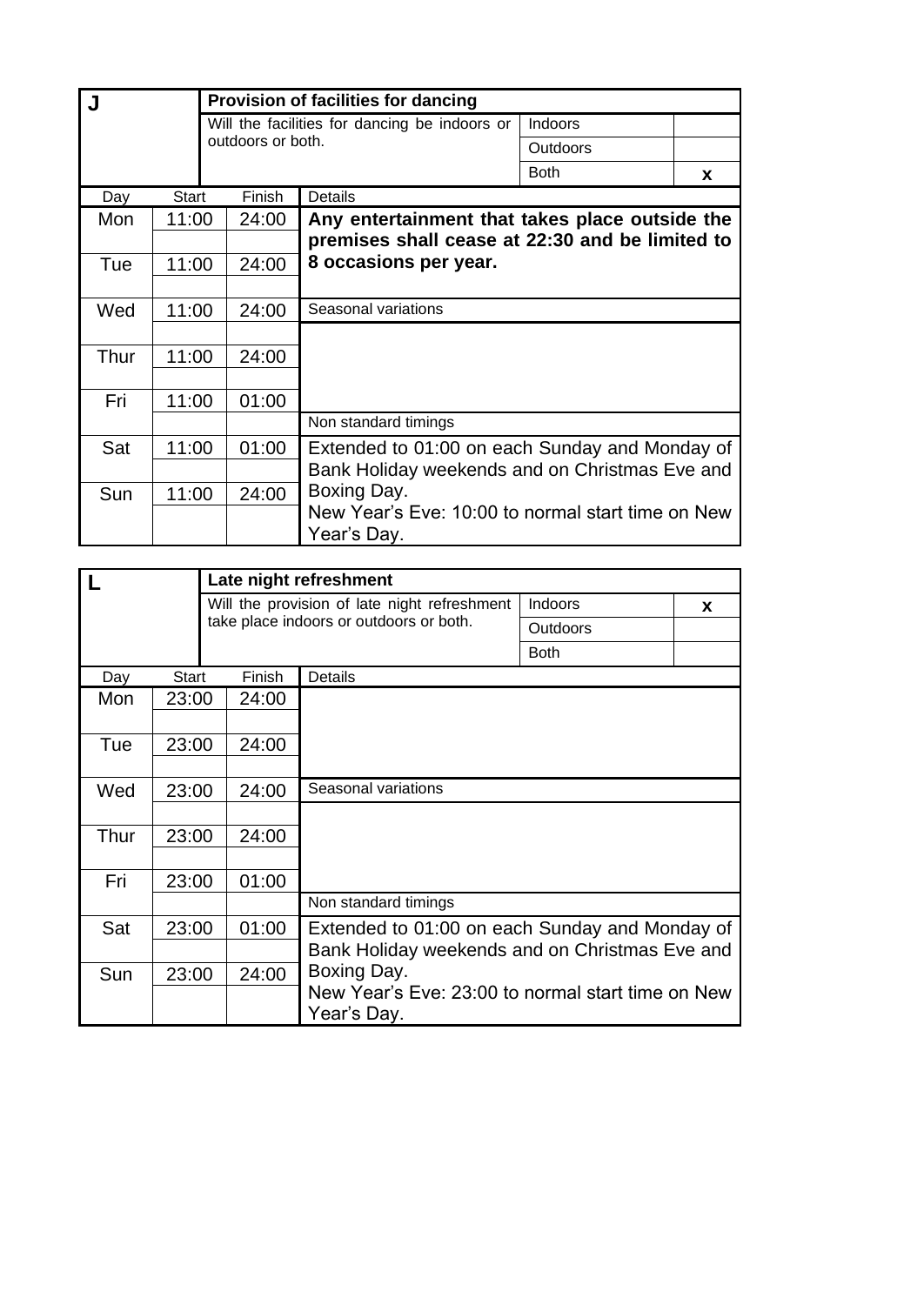| J | | | Provision of facilities for dancing | | |
|---|---|---|---|---|---|
| | | | Will the facilities for dancing be indoors or outdoors or both. | Indoors | |
| | | | | Outdoors | |
| | | | | Both | x |
| Day | Start | Finish | Details | | |
| Mon | 11:00 | 24:00 | **Any entertainment that takes place outside the premises shall cease at 22:30 and be limited to 8 occasions per year.** | | |
| Tue | 11:00 | 24:00 | | | |
| Wed | 11:00 | 24:00 | Seasonal variations | | |
| Thur | 11:00 | 24:00 | | | |
| Fri | 11:00 | 01:00 | Non standard timings | | |
| Sat | 11:00 | 01:00 | Extended to 01:00 on each Sunday and Monday of Bank Holiday weekends and on Christmas Eve and Boxing Day. New Year's Eve: 10:00 to normal start time on New Year's Day. | | |
| Sun | 11:00 | 24:00 | | | |

| L | | | Late night refreshment | | |
|---|---|---|---|---|---|
| | | | Will the provision of late night refreshment take place indoors or outdoors or both. | Indoors | x |
| | | | | Outdoors | |
| | | | | Both | |
| Day | Start | Finish | Details | | |
| Mon | 23:00 | 24:00 | | | |
| Tue | 23:00 | 24:00 | | | |
| Wed | 23:00 | 24:00 | Seasonal variations | | |
| Thur | 23:00 | 24:00 | | | |
| Fri | 23:00 | 01:00 | Non standard timings | | |
| Sat | 23:00 | 01:00 | Extended to 01:00 on each Sunday and Monday of Bank Holiday weekends and on Christmas Eve and Boxing Day. New Year's Eve: 23:00 to normal start time on New Year's Day. | | |
| Sun | 23:00 | 24:00 | | | |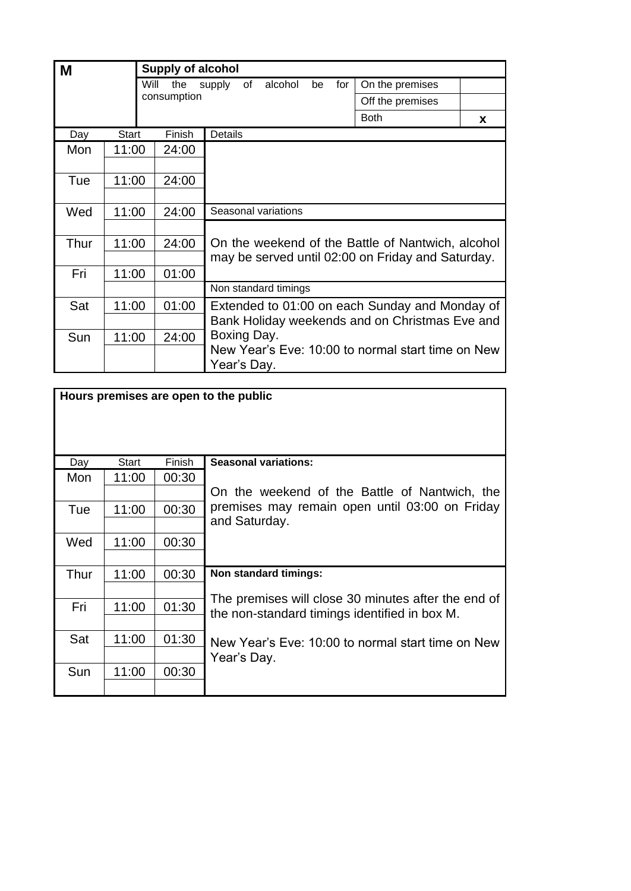| M | Supply of alcohol | | |
|---|---|---|---|
| | Will the supply of alcohol be for consumption | On the premises | |
| | | Off the premises | |
| | | Both | x |

| Day | Start | Finish | Details |
|---|---|---|---|
| Mon | 11:00 | 24:00 | |
| Tue | 11:00 | 24:00 | |
| Wed | 11:00 | 24:00 | Seasonal variations |
| Thur | 11:00 | 24:00 | On the weekend of the Battle of Nantwich, alcohol may be served until 02:00 on Friday and Saturday. |
| Fri | 11:00 | 01:00 | Non standard timings |
| Sat | 11:00 | 01:00 | Extended to 01:00 on each Sunday and Monday of Bank Holiday weekends and on Christmas Eve and Boxing Day. |
| Sun | 11:00 | 24:00 | New Year's Eve: 10:00 to normal start time on New Year's Day. |

**Hours premises are open to the public**

| Day | Start | Finish | Details |
|---|---|---|---|
| Mon | 11:00 | 00:30 | **Seasonal variations:** |
| Tue | 11:00 | 00:30 | On the weekend of the Battle of Nantwich, the premises may remain open until 03:00 on Friday and Saturday. |
| Wed | 11:00 | 00:30 | |
| Thur | 11:00 | 00:30 | **Non standard timings:** |
| Fri | 11:00 | 01:30 | The premises will close 30 minutes after the end of the non-standard timings identified in box M. |
| Sat | 11:00 | 01:30 | New Year's Eve: 10:00 to normal start time on New Year's Day. |
| Sun | 11:00 | 00:30 | |